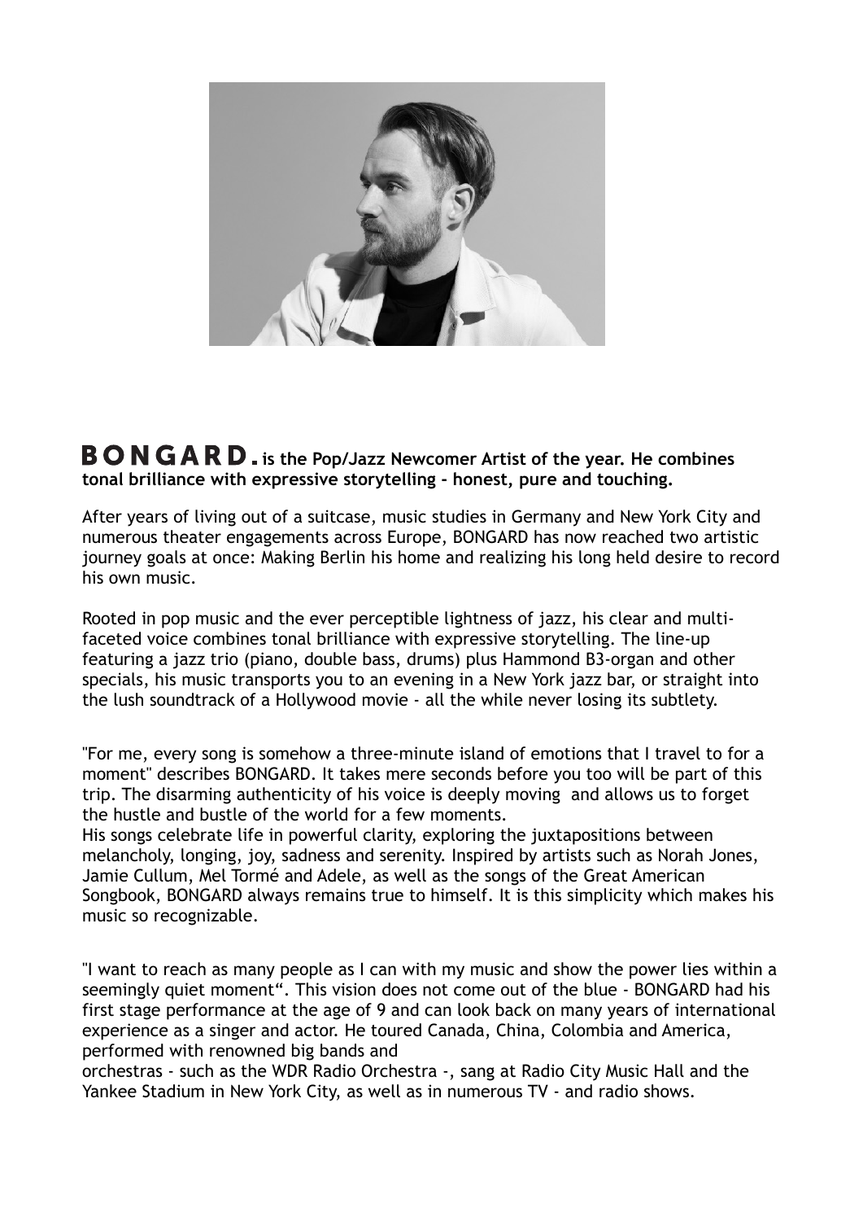**BONGARD. is the Pop/Jazz Newcomer Artist of the year. He combines tonal brilliance with expressive storytelling - honest, pure and touching.**

After years of living out of a suitcase, music studies in Germany and New York City and numerous theater engagements across Europe, BONGARD has now reached two artistic journey goals at once: Making Berlin his home and realizing his long held desire to record his own music.

Rooted in pop music and the ever perceptible lightness of jazz, his clear and multi-faceted voice combines tonal brilliance with expressive storytelling. The line-up featuring a jazz trio (piano, double bass, drums) plus Hammond B3-organ and other specials, his music transports you to an evening in a New York jazz bar, or straight into the lush soundtrack of a Hollywood movie - all the while never losing its subtlety.

"For me, every song is somehow a three-minute island of emotions that I travel to for a moment" describes BONGARD. It takes mere seconds before you too will be part of this trip. The disarming authenticity of his voice is deeply moving and allows us to forget the hustle and bustle of the world for a few moments.
His songs celebrate life in powerful clarity, exploring the juxtapositions between melancholy, longing, joy, sadness and serenity. Inspired by artists such as Norah Jones, Jamie Cullum, Mel Tormé and Adele, as well as the songs of the Great American Songbook, BONGARD always remains true to himself. It is this simplicity which makes his music so recognizable.

"I want to reach as many people as I can with my music and show the power lies within a seemingly quiet moment". This vision does not come out of the blue - BONGARD had his first stage performance at the age of 9 and can look back on many years of international experience as a singer and actor. He toured Canada, China, Colombia and America, performed with renowned big bands and orchestras - such as the WDR Radio Orchestra -, sang at Radio City Music Hall and the Yankee Stadium in New York City, as well as in numerous TV - and radio shows.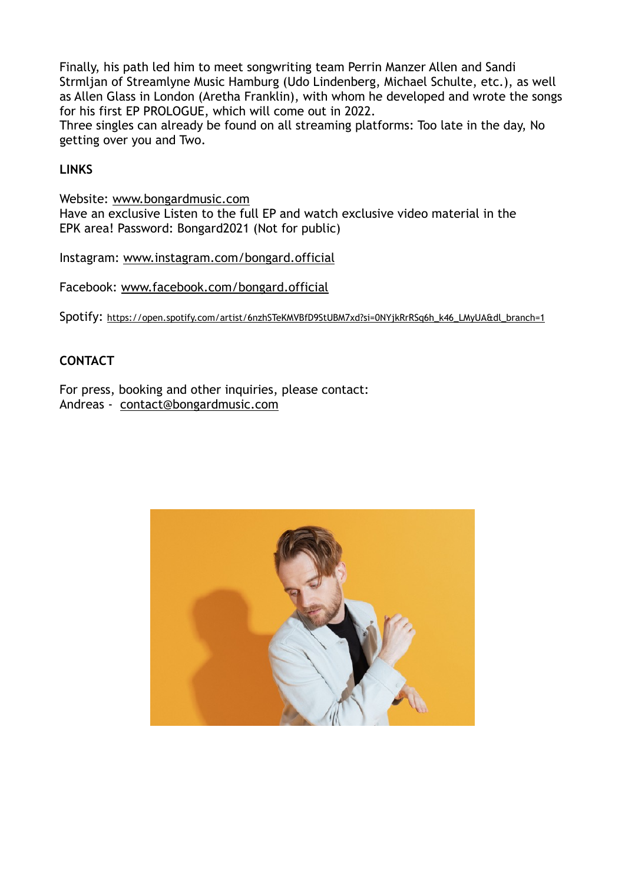Finally, his path led him to meet songwriting team Perrin Manzer Allen and Sandi Strmljan of Streamlyne Music Hamburg (Udo Lindenberg, Michael Schulte, etc.), as well as Allen Glass in London (Aretha Franklin), with whom he developed and wrote the songs for his first EP PROLOGUE, which will come out in 2022.
Three singles can already be found on all streaming platforms: Too late in the day, No getting over you and Two.

**LINKS**

Website: www.bongardmusic.com
Have an exclusive Listen to the full EP and watch exclusive video material in the EPK area! Password: Bongard2021 (Not for public)

Instagram: www.instagram.com/bongard.official

Facebook: www.facebook.com/bongard.official

Spotify: https://open.spotify.com/artist/6nzhSTeKMVBfD9StUBM7xd?si=0NYjkRrRSq6h_k46_LMyUA&dl_branch=1

**CONTACT**

For press, booking and other inquiries, please contact:
Andreas - contact@bongardmusic.com